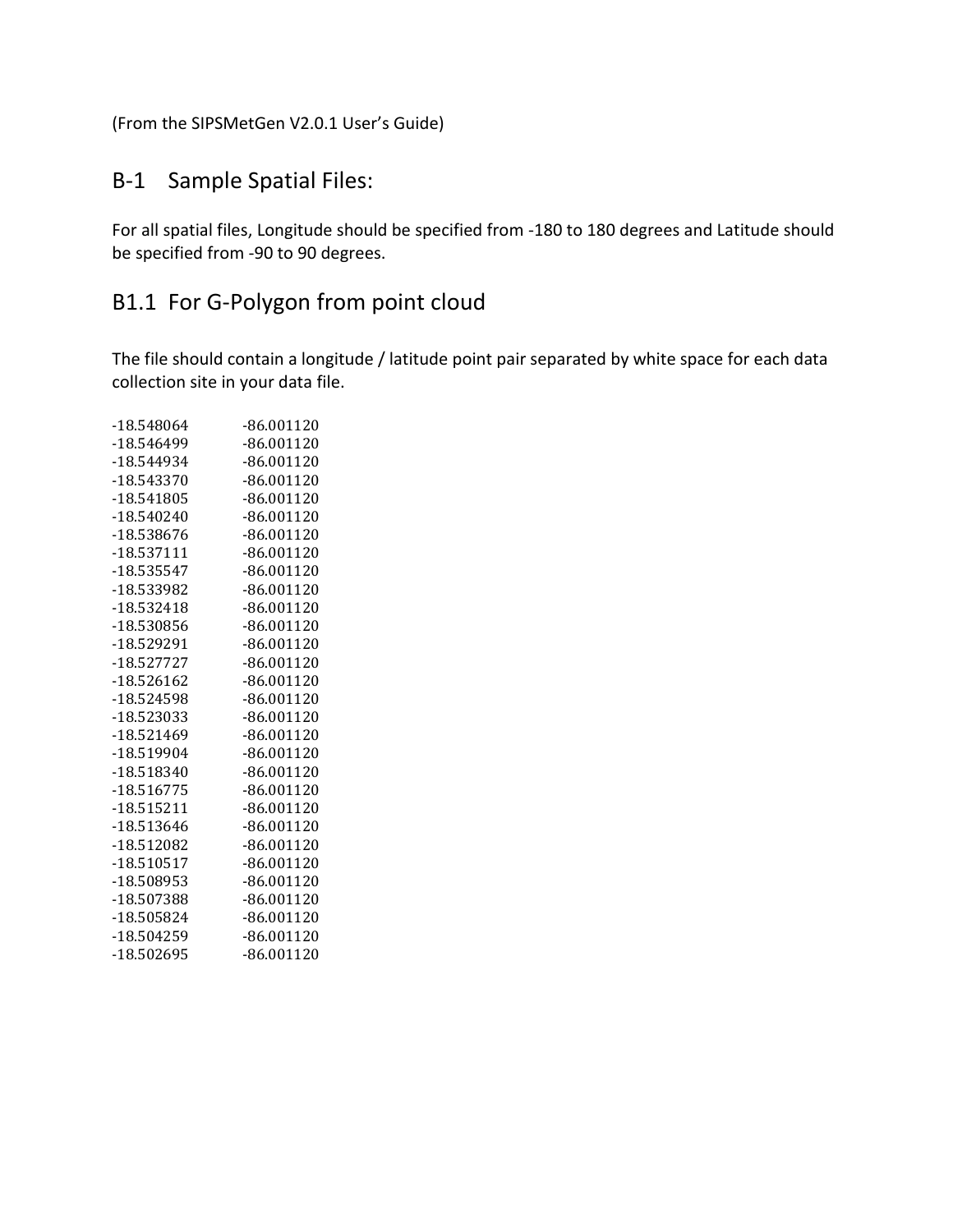(From the SIPSMetGen V2.0.1 User's Guide)

## B-1 Sample Spatial Files:

For all spatial files, Longitude should be specified from -180 to 180 degrees and Latitude should be specified from -90 to 90 degrees.

## B1.1 For G-Polygon from point cloud

The file should contain a longitude / latitude point pair separated by white space for each data collection site in your data file.

```
-18.548064      -86.001120
-18.546499      -86.001120
-18.544934      -86.001120
-18.543370      -86.001120
-18.541805      -86.001120
-18.540240      -86.001120
-18.538676      -86.001120
-18.537111      -86.001120
-18.535547      -86.001120
-18.533982      -86.001120
-18.532418      -86.001120
-18.530856      -86.001120
-18.529291      -86.001120
-18.527727      -86.001120
-18.526162      -86.001120
-18.524598      -86.001120
-18.523033      -86.001120
-18.521469      -86.001120
-18.519904      -86.001120
-18.518340      -86.001120
-18.516775      -86.001120
-18.515211      -86.001120
-18.513646      -86.001120
-18.512082      -86.001120
-18.510517      -86.001120
-18.508953      -86.001120
-18.507388      -86.001120
-18.505824      -86.001120
-18.504259      -86.001120
-18.502695      -86.001120
```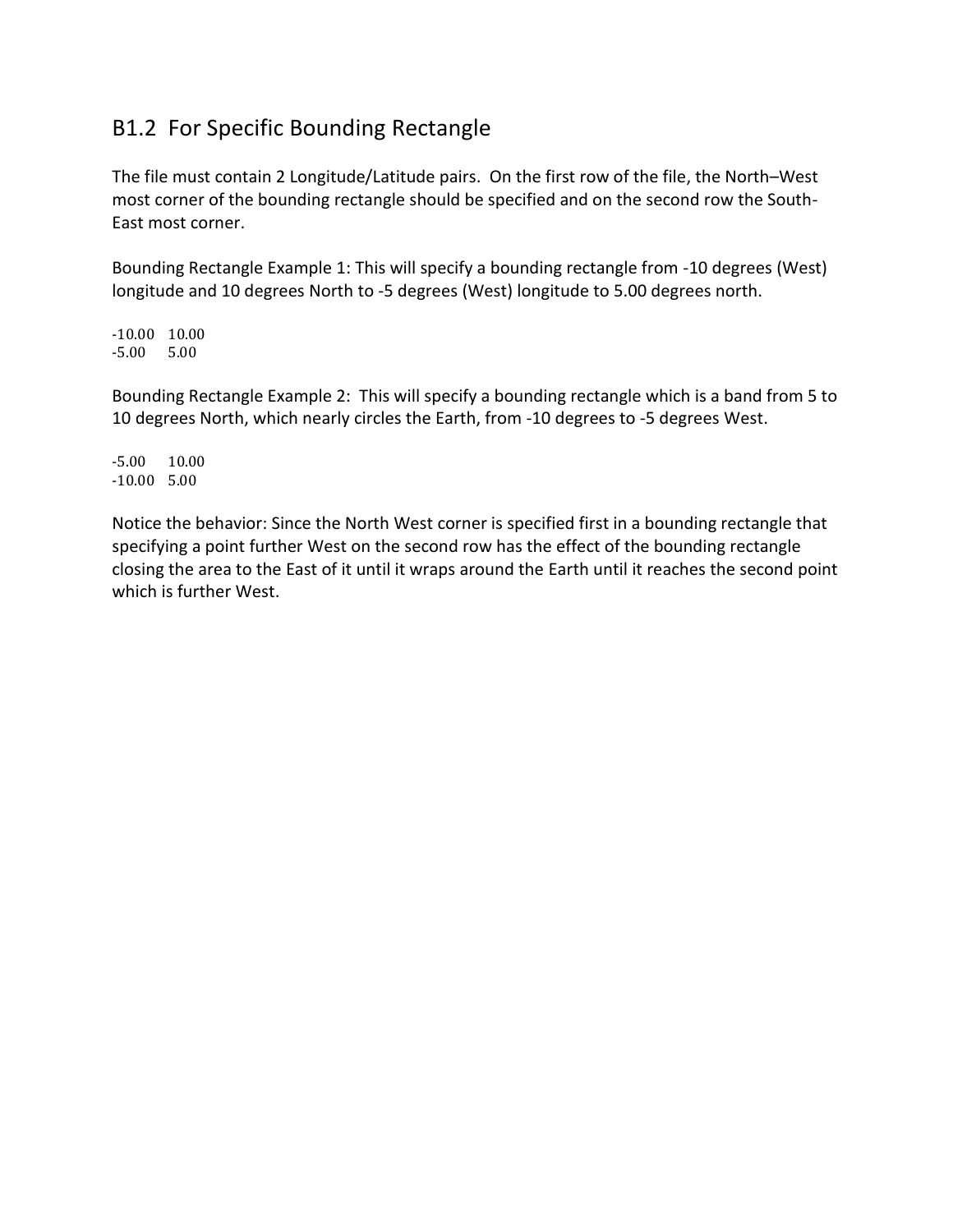## B1.2 For Specific Bounding Rectangle

The file must contain 2 Longitude/Latitude pairs. On the first row of the file, the North–West most corner of the bounding rectangle should be specified and on the second row the South-East most corner.

Bounding Rectangle Example 1: This will specify a bounding rectangle from -10 degrees (West) longitude and 10 degrees North to -5 degrees (West) longitude to 5.00 degrees north.

```
-10.00   10.00
-5.00    5.00
```

Bounding Rectangle Example 2: This will specify a bounding rectangle which is a band from 5 to 10 degrees North, which nearly circles the Earth, from -10 degrees to -5 degrees West.

```
-5.00    10.00
-10.00   5.00
```

Notice the behavior: Since the North West corner is specified first in a bounding rectangle that specifying a point further West on the second row has the effect of the bounding rectangle closing the area to the East of it until it wraps around the Earth until it reaches the second point which is further West.